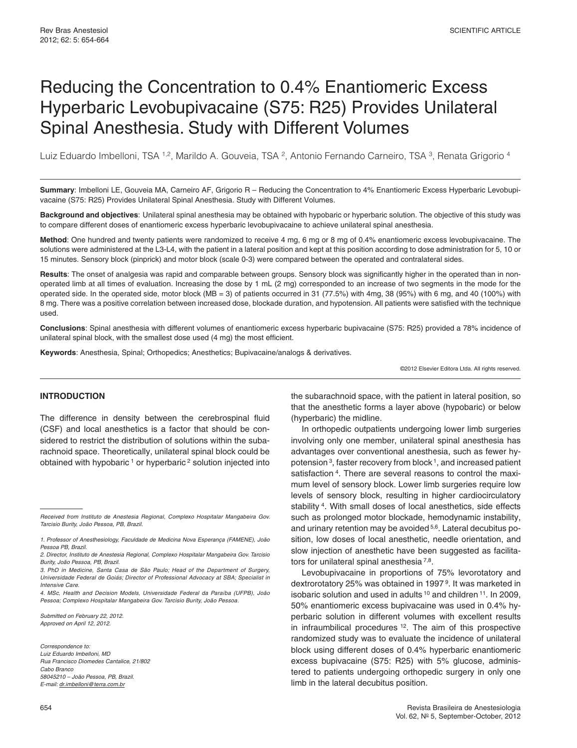SCIENTIFIC ARTICLE

# Reducing the Concentration to 0.4% Enantiomeric Excess Hyperbaric Levobupivacaine (S75: R25) Provides Unilateral Spinal Anesthesia. Study with Different Volumes

Luiz Eduardo Imbelloni, TSA [1,2], Marildo A. Gouveia, TSA [2], Antonio Fernando Carneiro, TSA [3], Renata Grigorio [4]

**Summary**: Imbelloni LE, Gouveia MA, Carneiro AF, Grigorio R – Reducing the Concentration to 4% Enantiomeric Excess Hyperbaric Levobupivacaine (S75: R25) Provides Unilateral Spinal Anesthesia. Study with Different Volumes.

**Background and objectives**: Unilateral spinal anesthesia may be obtained with hypobaric or hyperbaric solution. The objective of this study was to compare different doses of enantiomeric excess hyperbaric levobupivacaine to achieve unilateral spinal anesthesia.

**Method**: One hundred and twenty patients were randomized to receive 4 mg, 6 mg or 8 mg of 0.4% enantiomeric excess levobupivacaine. The solutions were administered at the L3-L4, with the patient in a lateral position and kept at this position according to dose administration for 5, 10 or 15 minutes. Sensory block (pinprick) and motor block (scale 0-3) were compared between the operated and contralateral sides.

**Results**: The onset of analgesia was rapid and comparable between groups. Sensory block was significantly higher in the operated than in non-operated limb at all times of evaluation. Increasing the dose by 1 mL (2 mg) corresponded to an increase of two segments in the mode for the operated side. In the operated side, motor block (MB = 3) of patients occurred in 31 (77.5%) with 4mg, 38 (95%) with 6 mg, and 40 (100%) with 8 mg. There was a positive correlation between increased dose, blockade duration, and hypotension. All patients were satisfied with the technique used.

**Conclusions**: Spinal anesthesia with different volumes of enantiomeric excess hyperbaric bupivacaine (S75: R25) provided a 78% incidence of unilateral spinal block, with the smallest dose used (4 mg) the most efficient.

**Keywords**: Anesthesia, Spinal; Orthopedics; Anesthetics; Bupivacaine/analogs & derivatives.

©2012 Elsevier Editora Ltda. All rights reserved.

## INTRODUCTION

The difference in density between the cerebrospinal fluid (CSF) and local anesthetics is a factor that should be considered to restrict the distribution of solutions within the subarachnoid space. Theoretically, unilateral spinal block could be obtained with hypobaric [1] or hyperbaric [2] solution injected into the subarachnoid space, with the patient in lateral position, so that the anesthetic forms a layer above (hypobaric) or below (hyperbaric) the midline.

In orthopedic outpatients undergoing lower limb surgeries involving only one member, unilateral spinal anesthesia has advantages over conventional anesthesia, such as fewer hypotension [3], faster recovery from block [1], and increased patient satisfaction [4]. There are several reasons to control the maximum level of sensory block. Lower limb surgeries require low levels of sensory block, resulting in higher cardiocirculatory stability [4]. With small doses of local anesthetics, side effects such as prolonged motor blockade, hemodynamic instability, and urinary retention may be avoided [5,6]. Lateral decubitus position, low doses of local anesthetic, needle orientation, and slow injection of anesthetic have been suggested as facilitators for unilateral spinal anesthesia [7,8].

Levobupivacaine in proportions of 75% levorotatory and dextrorotatory 25% was obtained in 1997 [9]. It was marketed in isobaric solution and used in adults [10] and children [11]. In 2009, 50% enantiomeric excess bupivacaine was used in 0.4% hyperbaric solution in different volumes with excellent results in infraumbilical procedures [12]. The aim of this prospective randomized study was to evaluate the incidence of unilateral block using different doses of 0.4% hyperbaric enantiomeric excess bupivacaine (S75: R25) with 5% glucose, administered to patients undergoing orthopedic surgery in only one limb in the lateral decubitus position.

---

*Received from Instituto de Anestesia Regional, Complexo Hospitalar Mangabeira Gov. Tarcisio Burity, João Pessoa, PB, Brazil.*

*1. Professor of Anesthesiology, Faculdade de Medicina Nova Esperança (FAMENE), João Pessoa PB, Brazil.*
*2. Director, Instituto de Anestesia Regional, Complexo Hospitalar Mangabeira Gov. Tarcisio Burity, João Pessoa, PB, Brazil.*
*3. PhD in Medicine, Santa Casa de São Paulo; Head of the Department of Surgery, Universidade Federal de Goiás; Director of Professional Advocacy at SBA; Specialist in Intensive Care.*
*4. MSc, Health and Decision Models, Universidade Federal da Paraíba (UFPB), João Pessoa; Complexo Hospitalar Mangabeira Gov. Tarcisio Burity, João Pessoa.*

*Submitted on February 22, 2012.*
*Approved on April 12, 2012.*

*Correspondence to:*
*Luiz Eduardo Imbelloni, MD*
*Rua Francisco Diomedes Cantalice, 21/802*
*Cabo Branco*
*58045210 – João Pessoa, PB, Brazil.*
*E-mail: dr.imbelloni@terra.com.br*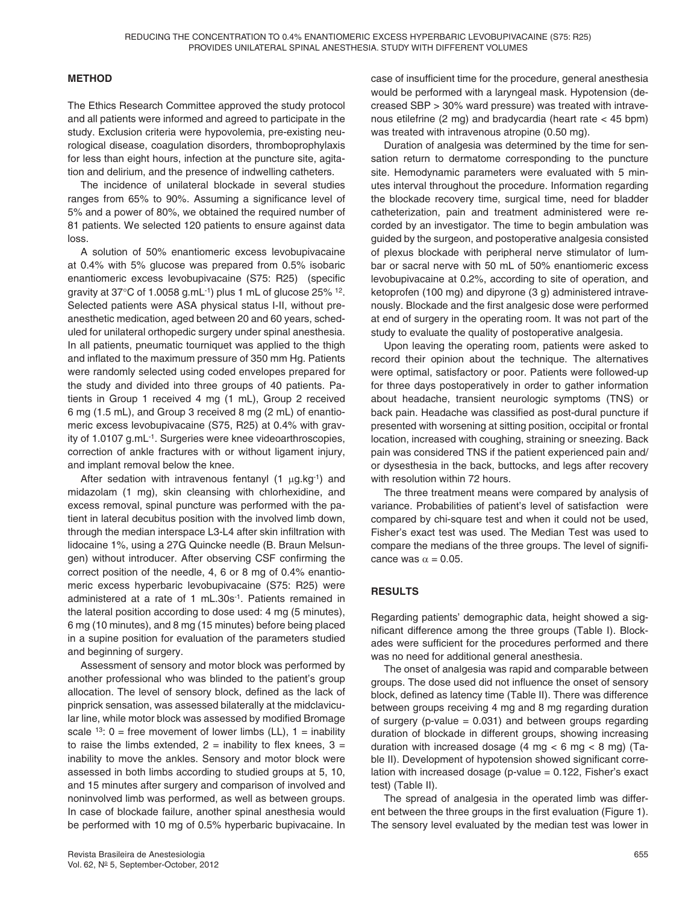## METHOD

The Ethics Research Committee approved the study protocol and all patients were informed and agreed to participate in the study. Exclusion criteria were hypovolemia, pre-existing neurological disease, coagulation disorders, thromboprophylaxis for less than eight hours, infection at the puncture site, agitation and delirium, and the presence of indwelling catheters.

The incidence of unilateral blockade in several studies ranges from 65% to 90%. Assuming a significance level of 5% and a power of 80%, we obtained the required number of 81 patients. We selected 120 patients to ensure against data loss.

A solution of 50% enantiomeric excess levobupivacaine at 0.4% with 5% glucose was prepared from 0.5% isobaric enantiomeric excess levobupivacaine (S75: R25) (specific gravity at 37°C of 1.0058 g.mL$^{-1}$) plus 1 mL of glucose 25% [12]. Selected patients were ASA physical status I-II, without preanesthetic medication, aged between 20 and 60 years, scheduled for unilateral orthopedic surgery under spinal anesthesia. In all patients, pneumatic tourniquet was applied to the thigh and inflated to the maximum pressure of 350 mm Hg. Patients were randomly selected using coded envelopes prepared for the study and divided into three groups of 40 patients. Patients in Group 1 received 4 mg (1 mL), Group 2 received 6 mg (1.5 mL), and Group 3 received 8 mg (2 mL) of enantiomeric excess levobupivacaine (S75, R25) at 0.4% with gravity of 1.0107 g.mL$^{-1}$. Surgeries were knee videoarthroscopies, correction of ankle fractures with or without ligament injury, and implant removal below the knee.

After sedation with intravenous fentanyl (1 μg.kg$^{-1}$) and midazolam (1 mg), skin cleansing with chlorhexidine, and excess removal, spinal puncture was performed with the patient in lateral decubitus position with the involved limb down, through the median interspace L3-L4 after skin infiltration with lidocaine 1%, using a 27G Quincke needle (B. Braun Melsungen) without introducer. After observing CSF confirming the correct position of the needle, 4, 6 or 8 mg of 0.4% enantiomeric excess hyperbaric levobupivacaine (S75: R25) were administered at a rate of 1 mL.30s$^{-1}$. Patients remained in the lateral position according to dose used: 4 mg (5 minutes), 6 mg (10 minutes), and 8 mg (15 minutes) before being placed in a supine position for evaluation of the parameters studied and beginning of surgery.

Assessment of sensory and motor block was performed by another professional who was blinded to the patient's group allocation. The level of sensory block, defined as the lack of pinprick sensation, was assessed bilaterally at the midclavicular line, while motor block was assessed by modified Bromage scale [13]: 0 = free movement of lower limbs (LL), 1 = inability to raise the limbs extended, 2 = inability to flex knees, 3 = inability to move the ankles. Sensory and motor block were assessed in both limbs according to studied groups at 5, 10, and 15 minutes after surgery and comparison of involved and noninvolved limb was performed, as well as between groups. In case of blockade failure, another spinal anesthesia would be performed with 10 mg of 0.5% hyperbaric bupivacaine. In case of insufficient time for the procedure, general anesthesia would be performed with a laryngeal mask. Hypotension (decreased SBP > 30% ward pressure) was treated with intravenous etilefrine (2 mg) and bradycardia (heart rate < 45 bpm) was treated with intravenous atropine (0.50 mg).

Duration of analgesia was determined by the time for sensation return to dermatome corresponding to the puncture site. Hemodynamic parameters were evaluated with 5 minutes interval throughout the procedure. Information regarding the blockade recovery time, surgical time, need for bladder catheterization, pain and treatment administered were recorded by an investigator. The time to begin ambulation was guided by the surgeon, and postoperative analgesia consisted of plexus blockade with peripheral nerve stimulator of lumbar or sacral nerve with 50 mL of 50% enantiomeric excess levobupivacaine at 0.2%, according to site of operation, and ketoprofen (100 mg) and dipyrone (3 g) administered intravenously. Blockade and the first analgesic dose were performed at end of surgery in the operating room. It was not part of the study to evaluate the quality of postoperative analgesia.

Upon leaving the operating room, patients were asked to record their opinion about the technique. The alternatives were optimal, satisfactory or poor. Patients were followed-up for three days postoperatively in order to gather information about headache, transient neurologic symptoms (TNS) or back pain. Headache was classified as post-dural puncture if presented with worsening at sitting position, occipital or frontal location, increased with coughing, straining or sneezing. Back pain was considered TNS if the patient experienced pain and/or dysesthesia in the back, buttocks, and legs after recovery with resolution within 72 hours.

The three treatment means were compared by analysis of variance. Probabilities of patient's level of satisfaction were compared by chi-square test and when it could not be used, Fisher's exact test was used. The Median Test was used to compare the medians of the three groups. The level of significance was $\alpha = 0.05$.

## RESULTS

Regarding patients' demographic data, height showed a significant difference among the three groups (Table I). Blockades were sufficient for the procedures performed and there was no need for additional general anesthesia.

The onset of analgesia was rapid and comparable between groups. The dose used did not influence the onset of sensory block, defined as latency time (Table II). There was difference between groups receiving 4 mg and 8 mg regarding duration of surgery (p-value = 0.031) and between groups regarding duration of blockade in different groups, showing increasing duration with increased dosage (4 mg < 6 mg < 8 mg) (Table II). Development of hypotension showed significant correlation with increased dosage (p-value = 0.122, Fisher's exact test) (Table II).

The spread of analgesia in the operated limb was different between the three groups in the first evaluation (Figure 1). The sensory level evaluated by the median test was lower in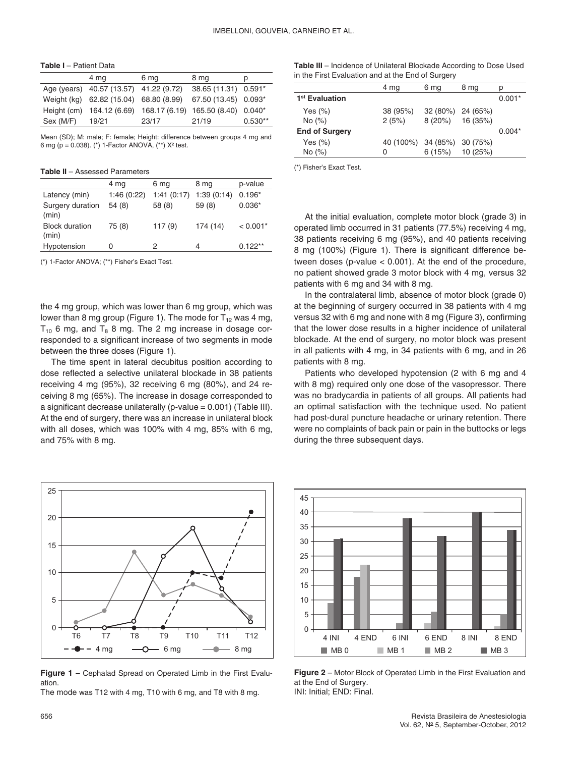**Table I** – Patient Data

| | 4 mg | 6 mg | 8 mg | p |
|---|---|---|---|---|
| Age (years) | 40.57 (13.57) | 41.22 (9.72) | 38.65 (11.31) | 0.591* |
| Weight (kg) | 62.82 (15.04) | 68.80 (8.99) | 67.50 (13.45) | 0.093* |
| Height (cm) | 164.12 (6.69) | 168.17 (6.19) | 165.50 (8.40) | 0.040* |
| Sex (M/F) | 19/21 | 23/17 | 21/19 | 0.530** |

Mean (SD); M: male; F: female; Height: difference between groups 4 mg and 6 mg (p = 0.038). (*) 1-Factor ANOVA, (**) $X^2$ test.

**Table II** – Assessed Parameters

| | 4 mg | 6 mg | 8 mg | p-value |
|---|---|---|---|---|
| Latency (min) | 1:46 (0:22) | 1:41 (0:17) | 1:39 (0:14) | 0.196* |
| Surgery duration (min) | 54 (8) | 58 (8) | 59 (8) | 0.036* |
| Block duration (min) | 75 (8) | 117 (9) | 174 (14) | < 0.001* |
| Hypotension | 0 | 2 | 4 | 0.122** |

(*) 1-Factor ANOVA; (**) Fisher's Exact Test.

the 4 mg group, which was lower than 6 mg group, which was lower than 8 mg group (Figure 1). The mode for $T_{12}$ was 4 mg, $T_{10}$ 6 mg, and $T_8$ 8 mg. The 2 mg increase in dosage corresponded to a significant increase of two segments in mode between the three doses (Figure 1).

The time spent in lateral decubitus position according to dose reflected a selective unilateral blockade in 38 patients receiving 4 mg (95%), 32 receiving 6 mg (80%), and 24 receiving 8 mg (65%). The increase in dosage corresponded to a significant decrease unilaterally (p-value = 0.001) (Table III). At the end of surgery, there was an increase in unilateral block with all doses, which was 100% with 4 mg, 85% with 6 mg, and 75% with 8 mg.

**Table III** – Incidence of Unilateral Blockade According to Dose Used in the First Evaluation and at the End of Surgery

| | 4 mg | 6 mg | 8 mg | p |
|---|---|---|---|---|
| **1st Evaluation** | | | | 0.001* |
| Yes (%) | 38 (95%) | 32 (80%) | 24 (65%) | |
| No (%) | 2 (5%) | 8 (20%) | 16 (35%) | |
| **End of Surgery** | | | | 0.004* |
| Yes (%) | 40 (100%) | 34 (85%) | 30 (75%) | |
| No (%) | 0 | 6 (15%) | 10 (25%) | |

(*) Fisher's Exact Test.

At the initial evaluation, complete motor block (grade 3) in operated limb occurred in 31 patients (77.5%) receiving 4 mg, 38 patients receiving 6 mg (95%), and 40 patients receiving 8 mg (100%) (Figure 1). There is significant difference between doses (p-value < 0.001). At the end of the procedure, no patient showed grade 3 motor block with 4 mg, versus 32 patients with 6 mg and 34 with 8 mg.

In the contralateral limb, absence of motor block (grade 0) at the beginning of surgery occurred in 38 patients with 4 mg versus 32 with 6 mg and none with 8 mg (Figure 3), confirming that the lower dose results in a higher incidence of unilateral blockade. At the end of surgery, no motor block was present in all patients with 4 mg, in 34 patients with 6 mg, and in 26 patients with 8 mg.

Patients who developed hypotension (2 with 6 mg and 4 with 8 mg) required only one dose of the vasopressor. There was no bradycardia in patients of all groups. All patients had an optimal satisfaction with the technique used. No patient had post-dural puncture headache or urinary retention. There were no complaints of back pain or pain in the buttocks or legs during the three subsequent days.

**Figure 1 –** Cephalad Spread on Operated Limb in the First Evaluation.
The mode was T12 with 4 mg, T10 with 6 mg, and T8 with 8 mg.

**Figure 2** – Motor Block of Operated Limb in the First Evaluation and at the End of Surgery.
INI: Initial; END: Final.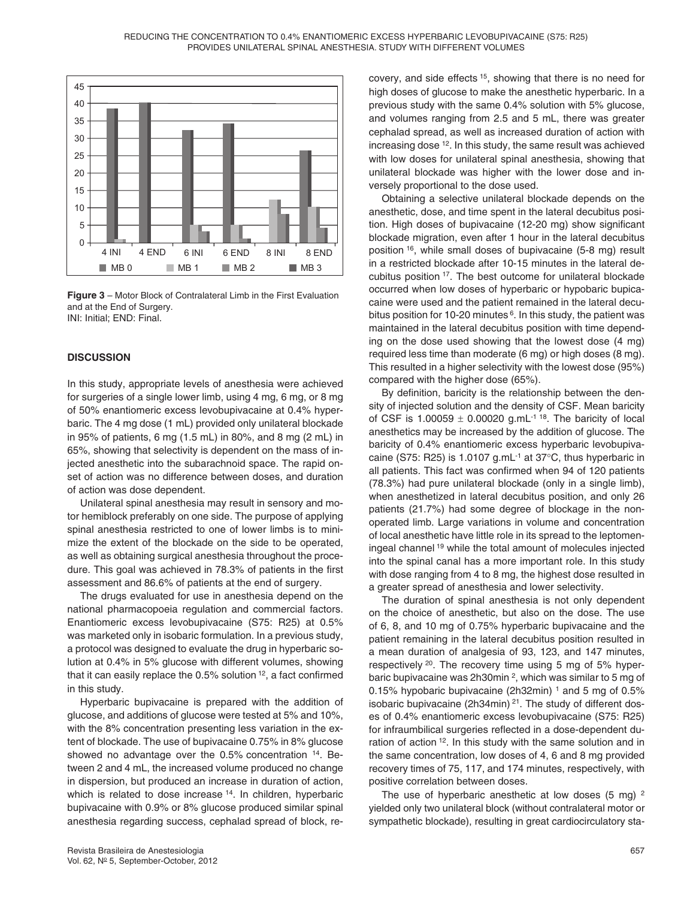**Figure 3** – Motor Block of Contralateral Limb in the First Evaluation and at the End of Surgery.
INI: Initial; END: Final.

## DISCUSSION

In this study, appropriate levels of anesthesia were achieved for surgeries of a single lower limb, using 4 mg, 6 mg, or 8 mg of 50% enantiomeric excess levobupivacaine at 0.4% hyperbaric. The 4 mg dose (1 mL) provided only unilateral blockade in 95% of patients, 6 mg (1.5 mL) in 80%, and 8 mg (2 mL) in 65%, showing that selectivity is dependent on the mass of injected anesthetic into the subarachnoid space. The rapid onset of action was no difference between doses, and duration of action was dose dependent.

Unilateral spinal anesthesia may result in sensory and motor hemiblock preferably on one side. The purpose of applying spinal anesthesia restricted to one of lower limbs is to minimize the extent of the blockade on the side to be operated, as well as obtaining surgical anesthesia throughout the procedure. This goal was achieved in 78.3% of patients in the first assessment and 86.6% of patients at the end of surgery.

The drugs evaluated for use in anesthesia depend on the national pharmacopoeia regulation and commercial factors. Enantiomeric excess levobupivacaine (S75: R25) at 0.5% was marketed only in isobaric formulation. In a previous study, a protocol was designed to evaluate the drug in hyperbaric solution at 0.4% in 5% glucose with different volumes, showing that it can easily replace the 0.5% solution [12], a fact confirmed in this study.

Hyperbaric bupivacaine is prepared with the addition of glucose, and additions of glucose were tested at 5% and 10%, with the 8% concentration presenting less variation in the extent of blockade. The use of bupivacaine 0.75% in 8% glucose showed no advantage over the 0.5% concentration [14]. Between 2 and 4 mL, the increased volume produced no change in dispersion, but produced an increase in duration of action, which is related to dose increase [14]. In children, hyperbaric bupivacaine with 0.9% or 8% glucose produced similar spinal anesthesia regarding success, cephalad spread of block, recovery, and side effects [15], showing that there is no need for high doses of glucose to make the anesthetic hyperbaric. In a previous study with the same 0.4% solution with 5% glucose, and volumes ranging from 2.5 and 5 mL, there was greater cephalad spread, as well as increased duration of action with increasing dose [12]. In this study, the same result was achieved with low doses for unilateral spinal anesthesia, showing that unilateral blockade was higher with the lower dose and inversely proportional to the dose used.

Obtaining a selective unilateral blockade depends on the anesthetic, dose, and time spent in the lateral decubitus position. High doses of bupivacaine (12-20 mg) show significant blockade migration, even after 1 hour in the lateral decubitus position [16], while small doses of bupivacaine (5-8 mg) result in a restricted blockade after 10-15 minutes in the lateral decubitus position [17]. The best outcome for unilateral blockade occurred when low doses of hyperbaric or hypobaric bupivacaine were used and the patient remained in the lateral decubitus position for 10-20 minutes [6]. In this study, the patient was maintained in the lateral decubitus position with time depending on the dose used showing that the lowest dose (4 mg) required less time than moderate (6 mg) or high doses (8 mg). This resulted in a higher selectivity with the lowest dose (95%) compared with the higher dose (65%).

By definition, baricity is the relationship between the density of injected solution and the density of CSF. Mean baricity of CSF is $1.00059 \pm 0.00020$ g.mL$^{-1}$ [18]. The baricity of local anesthetics may be increased by the addition of glucose. The baricity of 0.4% enantiomeric excess hyperbaric levobupivacaine (S75: R25) is 1.0107 g.mL$^{-1}$ at 37°C, thus hyperbaric in all patients. This fact was confirmed when 94 of 120 patients (78.3%) had pure unilateral blockade (only in a single limb), when anesthetized in lateral decubitus position, and only 26 patients (21.7%) had some degree of blockage in the non-operated limb. Large variations in volume and concentration of local anesthetic have little role in its spread to the leptomeningeal channel [19] while the total amount of molecules injected into the spinal canal has a more important role. In this study with dose ranging from 4 to 8 mg, the highest dose resulted in a greater spread of anesthesia and lower selectivity.

The duration of spinal anesthesia is not only dependent on the choice of anesthetic, but also on the dose. The use of 6, 8, and 10 mg of 0.75% hyperbaric bupivacaine and the patient remaining in the lateral decubitus position resulted in a mean duration of analgesia of 93, 123, and 147 minutes, respectively [20]. The recovery time using 5 mg of 5% hyperbaric bupivacaine was 2h30min [2], which was similar to 5 mg of 0.15% hypobaric bupivacaine (2h32min) [1] and 5 mg of 0.5% isobaric bupivacaine (2h34min) [21]. The study of different doses of 0.4% enantiomeric excess levobupivacaine (S75: R25) for infraumbilical surgeries reflected in a dose-dependent duration of action [12]. In this study with the same solution and in the same concentration, low doses of 4, 6 and 8 mg provided recovery times of 75, 117, and 174 minutes, respectively, with positive correlation between doses.

The use of hyperbaric anesthetic at low doses (5 mg) [2] yielded only two unilateral block (without contralateral motor or sympathetic blockade), resulting in great cardiocirculatory sta-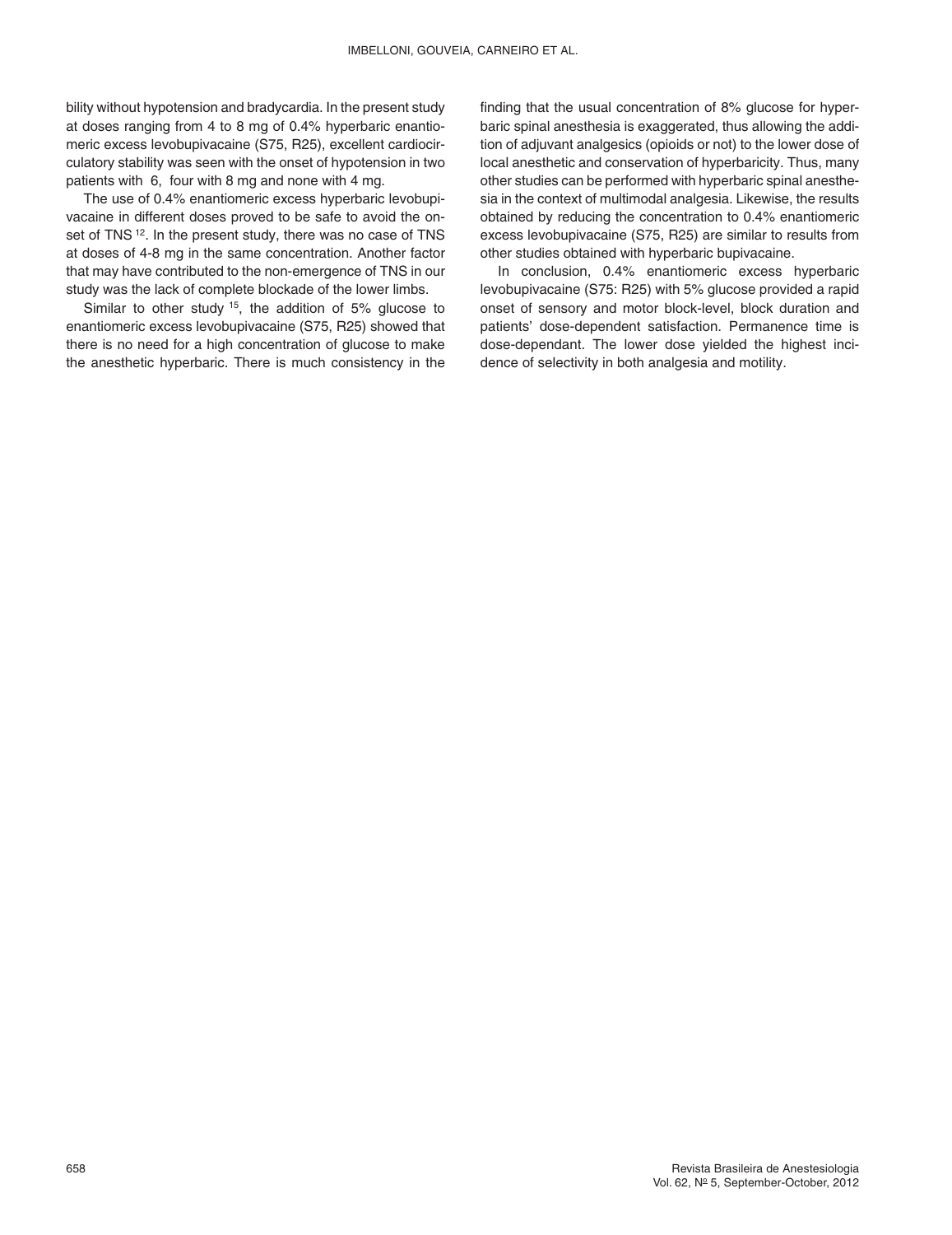bility without hypotension and bradycardia. In the present study at doses ranging from 4 to 8 mg of 0.4% hyperbaric enantiomeric excess levobupivacaine (S75, R25), excellent cardiocirculatory stability was seen with the onset of hypotension in two patients with 6, four with 8 mg and none with 4 mg.

The use of 0.4% enantiomeric excess hyperbaric levobupivacaine in different doses proved to be safe to avoid the onset of TNS [12]. In the present study, there was no case of TNS at doses of 4-8 mg in the same concentration. Another factor that may have contributed to the non-emergence of TNS in our study was the lack of complete blockade of the lower limbs.

Similar to other study [15], the addition of 5% glucose to enantiomeric excess levobupivacaine (S75, R25) showed that there is no need for a high concentration of glucose to make the anesthetic hyperbaric. There is much consistency in the finding that the usual concentration of 8% glucose for hyperbaric spinal anesthesia is exaggerated, thus allowing the addition of adjuvant analgesics (opioids or not) to the lower dose of local anesthetic and conservation of hyperbaricity. Thus, many other studies can be performed with hyperbaric spinal anesthesia in the context of multimodal analgesia. Likewise, the results obtained by reducing the concentration to 0.4% enantiomeric excess levobupivacaine (S75, R25) are similar to results from other studies obtained with hyperbaric bupivacaine.

In conclusion, 0.4% enantiomeric excess hyperbaric levobupivacaine (S75: R25) with 5% glucose provided a rapid onset of sensory and motor block-level, block duration and patients' dose-dependent satisfaction. Permanence time is dose-dependant. The lower dose yielded the highest incidence of selectivity in both analgesia and motility.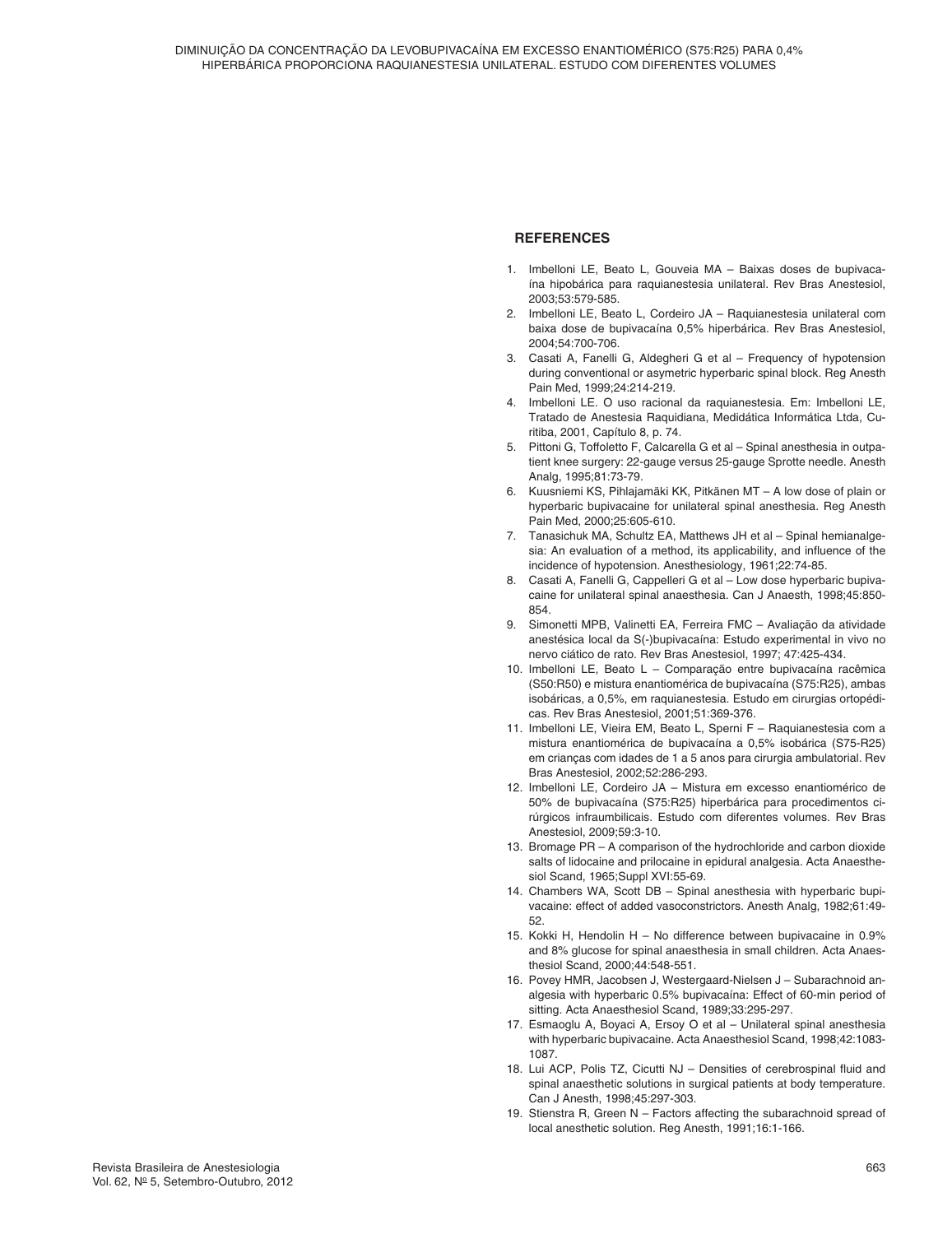## REFERENCES

1. Imbelloni LE, Beato L, Gouveia MA – Baixas doses de bupivacaína hipobárica para raquianestesia unilateral. Rev Bras Anestesiol, 2003;53:579-585.
2. Imbelloni LE, Beato L, Cordeiro JA – Raquianestesia unilateral com baixa dose de bupivacaína 0,5% hiperbárica. Rev Bras Anestesiol, 2004;54:700-706.
3. Casati A, Fanelli G, Aldegheri G et al – Frequency of hypotension during conventional or asymetric hyperbaric spinal block. Reg Anesth Pain Med, 1999;24:214-219.
4. Imbelloni LE. O uso racional da raquianestesia. Em: Imbelloni LE, Tratado de Anestesia Raquidiana, Medidática Informática Ltda, Curitiba, 2001, Capítulo 8, p. 74.
5. Pittoni G, Toffoletto F, Calcarella G et al – Spinal anesthesia in outpatient knee surgery: 22-gauge versus 25-gauge Sprotte needle. Anesth Analg, 1995;81:73-79.
6. Kuusniemi KS, Pihlajamäki KK, Pitkänen MT – A low dose of plain or hyperbaric bupivacaine for unilateral spinal anesthesia. Reg Anesth Pain Med, 2000;25:605-610.
7. Tanasichuk MA, Schultz EA, Matthews JH et al – Spinal hemianalgesia: An evaluation of a method, its applicability, and influence of the incidence of hypotension. Anesthesiology, 1961;22:74-85.
8. Casati A, Fanelli G, Cappelleri G et al – Low dose hyperbaric bupivacaine for unilateral spinal anaesthesia. Can J Anaesth, 1998;45:850-854.
9. Simonetti MPB, Valinetti EA, Ferreira FMC – Avaliação da atividade anestésica local da S(-)bupivacaína: Estudo experimental in vivo no nervo ciático de rato. Rev Bras Anestesiol, 1997; 47:425-434.
10. Imbelloni LE, Beato L – Comparação entre bupivacaína racêmica (S50:R50) e mistura enantiomérica de bupivacaína (S75:R25), ambas isobáricas, a 0,5%, em raquianestesia. Estudo em cirurgias ortopédicas. Rev Bras Anestesiol, 2001;51:369-376.
11. Imbelloni LE, Vieira EM, Beato L, Sperni F – Raquianestesia com a mistura enantiomérica de bupivacaína a 0,5% isobárica (S75-R25) em crianças com idades de 1 a 5 anos para cirurgia ambulatorial. Rev Bras Anestesiol, 2002;52:286-293.
12. Imbelloni LE, Cordeiro JA – Mistura em excesso enantiomérico de 50% de bupivacaína (S75:R25) hiperbárica para procedimentos cirúrgicos infraumbilicais. Estudo com diferentes volumes. Rev Bras Anestesiol, 2009;59:3-10.
13. Bromage PR – A comparison of the hydrochloride and carbon dioxide salts of lidocaine and prilocaine in epidural analgesia. Acta Anaesthesiol Scand, 1965;Suppl XVI:55-69.
14. Chambers WA, Scott DB – Spinal anesthesia with hyperbaric bupivacaine: effect of added vasoconstrictors. Anesth Analg, 1982;61:49-52.
15. Kokki H, Hendolin H – No difference between bupivacaine in 0.9% and 8% glucose for spinal anaesthesia in small children. Acta Anaesthesiol Scand, 2000;44:548-551.
16. Povey HMR, Jacobsen J, Westergaard-Nielsen J – Subarachnoid analgesia with hyperbaric 0.5% bupivacaína: Effect of 60-min period of sitting. Acta Anaesthesiol Scand, 1989;33:295-297.
17. Esmaoglu A, Boyaci A, Ersoy O et al – Unilateral spinal anesthesia with hyperbaric bupivacaine. Acta Anaesthesiol Scand, 1998;42:1083-1087.
18. Lui ACP, Polis TZ, Cicutti NJ – Densities of cerebrospinal fluid and spinal anaesthetic solutions in surgical patients at body temperature. Can J Anesth, 1998;45:297-303.
19. Stienstra R, Green N – Factors affecting the subarachnoid spread of local anesthetic solution. Reg Anesth, 1991;16:1-166.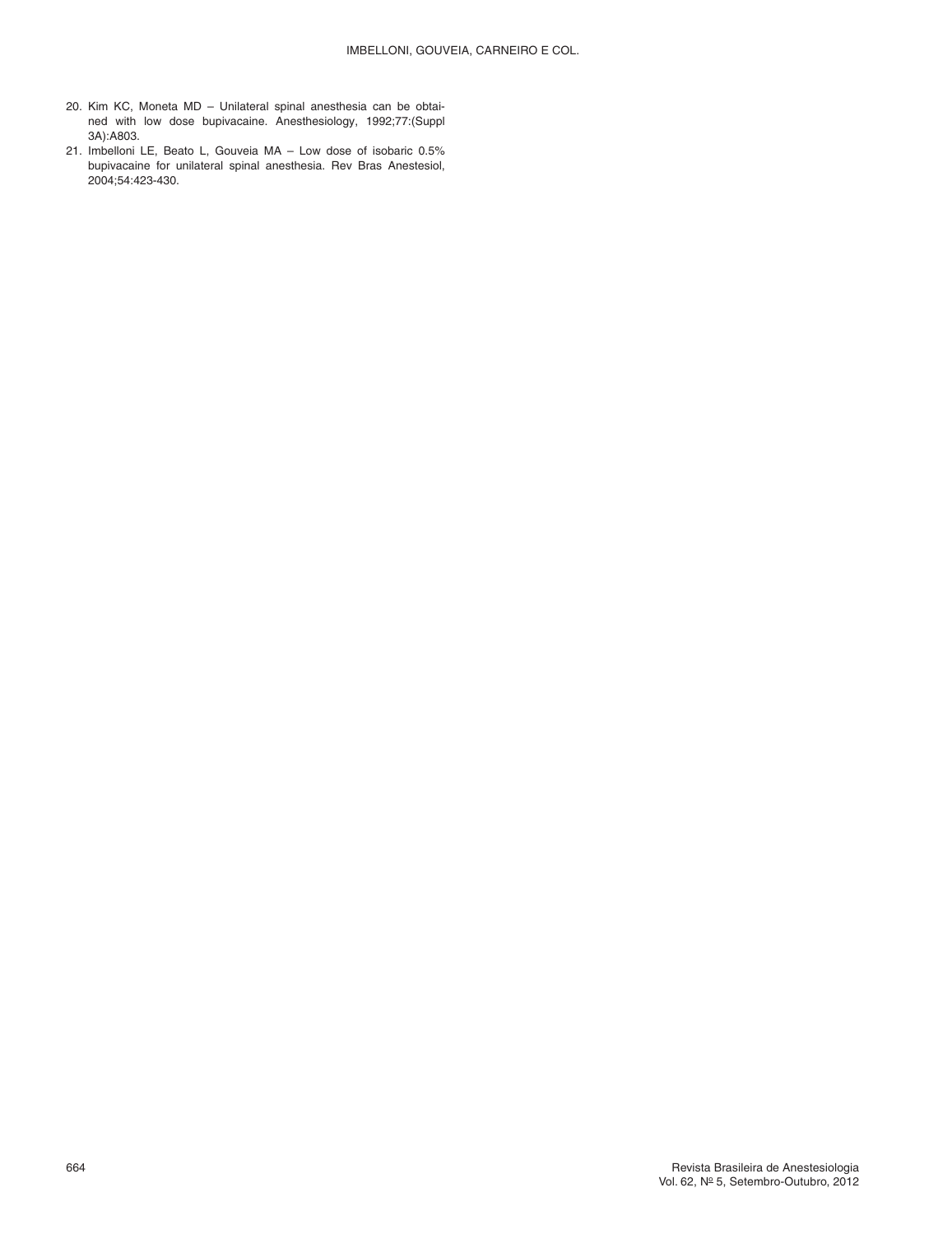20. Kim KC, Moneta MD – Unilateral spinal anesthesia can be obtained with low dose bupivacaine. Anesthesiology, 1992;77:(Suppl 3A):A803.
21. Imbelloni LE, Beato L, Gouveia MA – Low dose of isobaric 0.5% bupivacaine for unilateral spinal anesthesia. Rev Bras Anestesiol, 2004;54:423-430.